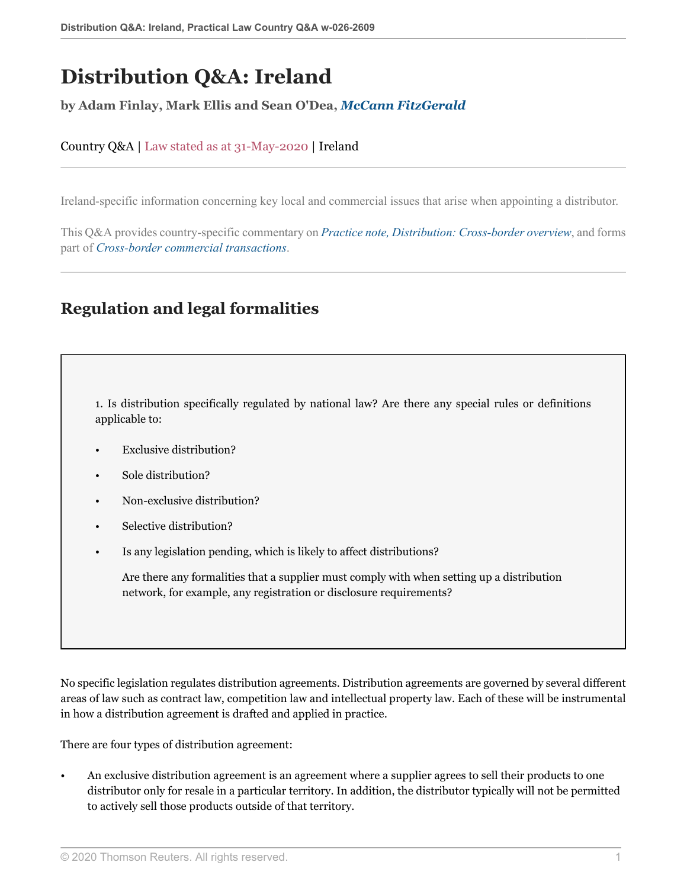# Distribution Q&A: Ireland

**by Adam Finlay, Mark Ellis and Sean O'Dea, *McCann FitzGerald***

Country Q&A | Law stated as at 31-May-2020 | Ireland

Ireland-specific information concerning key local and commercial issues that arise when appointing a distributor.

This Q&A provides country-specific commentary on *Practice note, Distribution: Cross-border overview*, and forms part of *Cross-border commercial transactions*.

## Regulation and legal formalities

1. Is distribution specifically regulated by national law? Are there any special rules or definitions applicable to:

- Exclusive distribution?
- Sole distribution?
- Non-exclusive distribution?
- Selective distribution?
- Is any legislation pending, which is likely to affect distributions?

  Are there any formalities that a supplier must comply with when setting up a distribution network, for example, any registration or disclosure requirements?

No specific legislation regulates distribution agreements. Distribution agreements are governed by several different areas of law such as contract law, competition law and intellectual property law. Each of these will be instrumental in how a distribution agreement is drafted and applied in practice.

There are four types of distribution agreement:

- An exclusive distribution agreement is an agreement where a supplier agrees to sell their products to one distributor only for resale in a particular territory. In addition, the distributor typically will not be permitted to actively sell those products outside of that territory.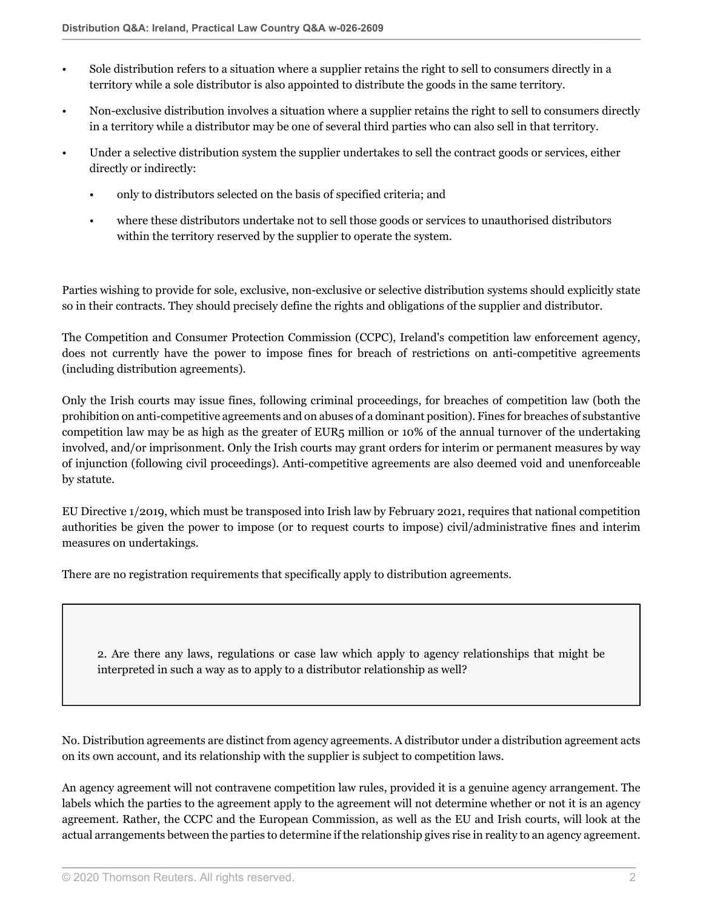- Sole distribution refers to a situation where a supplier retains the right to sell to consumers directly in a territory while a sole distributor is also appointed to distribute the goods in the same territory.
- Non-exclusive distribution involves a situation where a supplier retains the right to sell to consumers directly in a territory while a distributor may be one of several third parties who can also sell in that territory.
- Under a selective distribution system the supplier undertakes to sell the contract goods or services, either directly or indirectly:
  - only to distributors selected on the basis of specified criteria; and
  - where these distributors undertake not to sell those goods or services to unauthorised distributors within the territory reserved by the supplier to operate the system.

Parties wishing to provide for sole, exclusive, non-exclusive or selective distribution systems should explicitly state so in their contracts. They should precisely define the rights and obligations of the supplier and distributor.

The Competition and Consumer Protection Commission (CCPC), Ireland's competition law enforcement agency, does not currently have the power to impose fines for breach of restrictions on anti-competitive agreements (including distribution agreements).

Only the Irish courts may issue fines, following criminal proceedings, for breaches of competition law (both the prohibition on anti-competitive agreements and on abuses of a dominant position). Fines for breaches of substantive competition law may be as high as the greater of EUR5 million or 10% of the annual turnover of the undertaking involved, and/or imprisonment. Only the Irish courts may grant orders for interim or permanent measures by way of injunction (following civil proceedings). Anti-competitive agreements are also deemed void and unenforceable by statute.

EU Directive 1/2019, which must be transposed into Irish law by February 2021, requires that national competition authorities be given the power to impose (or to request courts to impose) civil/administrative fines and interim measures on undertakings.

There are no registration requirements that specifically apply to distribution agreements.

### 2. Are there any laws, regulations or case law which apply to agency relationships that might be interpreted in such a way as to apply to a distributor relationship as well?

No. Distribution agreements are distinct from agency agreements. A distributor under a distribution agreement acts on its own account, and its relationship with the supplier is subject to competition laws.

An agency agreement will not contravene competition law rules, provided it is a genuine agency arrangement. The labels which the parties to the agreement apply to the agreement will not determine whether or not it is an agency agreement. Rather, the CCPC and the European Commission, as well as the EU and Irish courts, will look at the actual arrangements between the parties to determine if the relationship gives rise in reality to an agency agreement.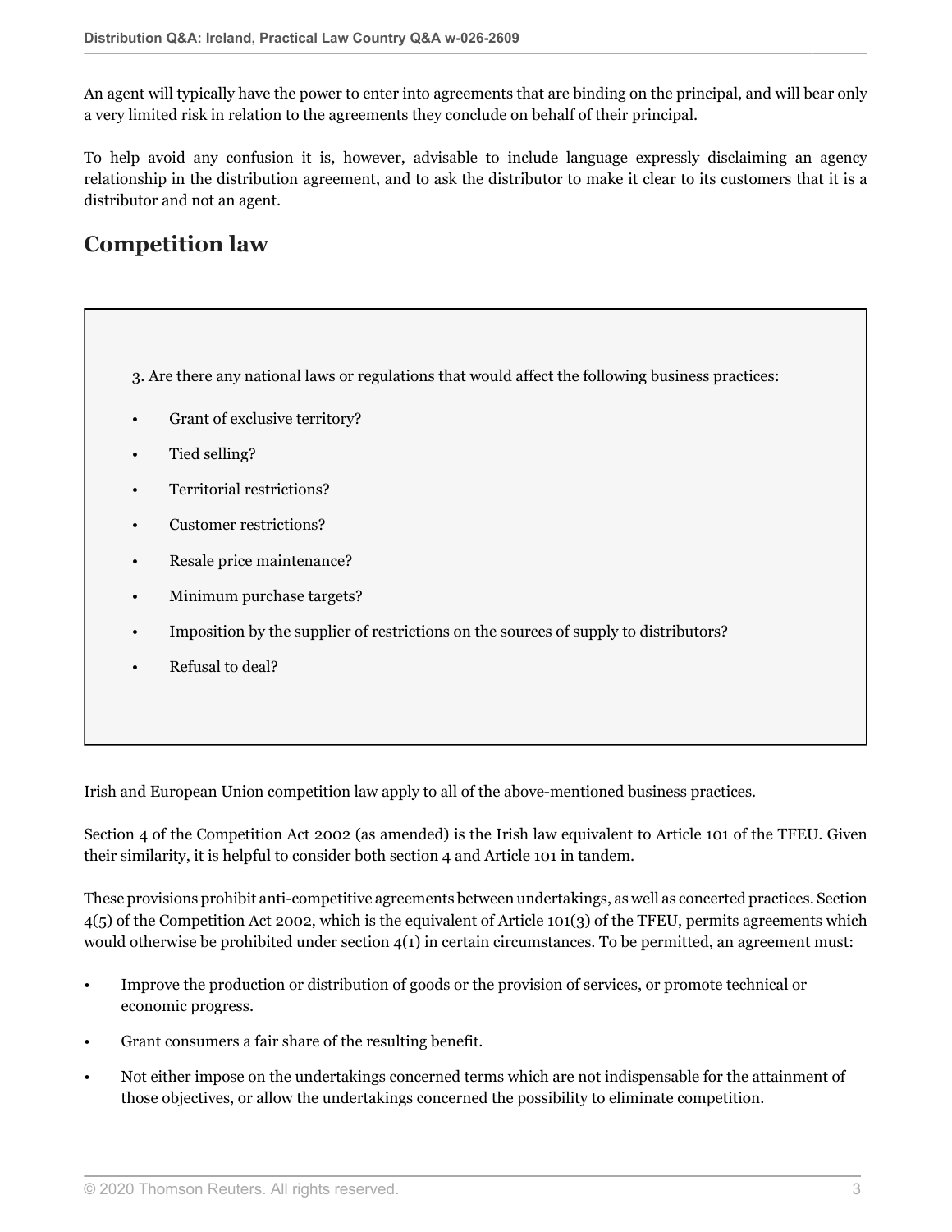An agent will typically have the power to enter into agreements that are binding on the principal, and will bear only a very limited risk in relation to the agreements they conclude on behalf of their principal.

To help avoid any confusion it is, however, advisable to include language expressly disclaiming an agency relationship in the distribution agreement, and to ask the distributor to make it clear to its customers that it is a distributor and not an agent.

## Competition law

3. Are there any national laws or regulations that would affect the following business practices:

- Grant of exclusive territory?
- Tied selling?
- Territorial restrictions?
- Customer restrictions?
- Resale price maintenance?
- Minimum purchase targets?
- Imposition by the supplier of restrictions on the sources of supply to distributors?
- Refusal to deal?

Irish and European Union competition law apply to all of the above-mentioned business practices.

Section 4 of the Competition Act 2002 (as amended) is the Irish law equivalent to Article 101 of the TFEU. Given their similarity, it is helpful to consider both section 4 and Article 101 in tandem.

These provisions prohibit anti-competitive agreements between undertakings, as well as concerted practices. Section 4(5) of the Competition Act 2002, which is the equivalent of Article 101(3) of the TFEU, permits agreements which would otherwise be prohibited under section 4(1) in certain circumstances. To be permitted, an agreement must:

- Improve the production or distribution of goods or the provision of services, or promote technical or economic progress.
- Grant consumers a fair share of the resulting benefit.
- Not either impose on the undertakings concerned terms which are not indispensable for the attainment of those objectives, or allow the undertakings concerned the possibility to eliminate competition.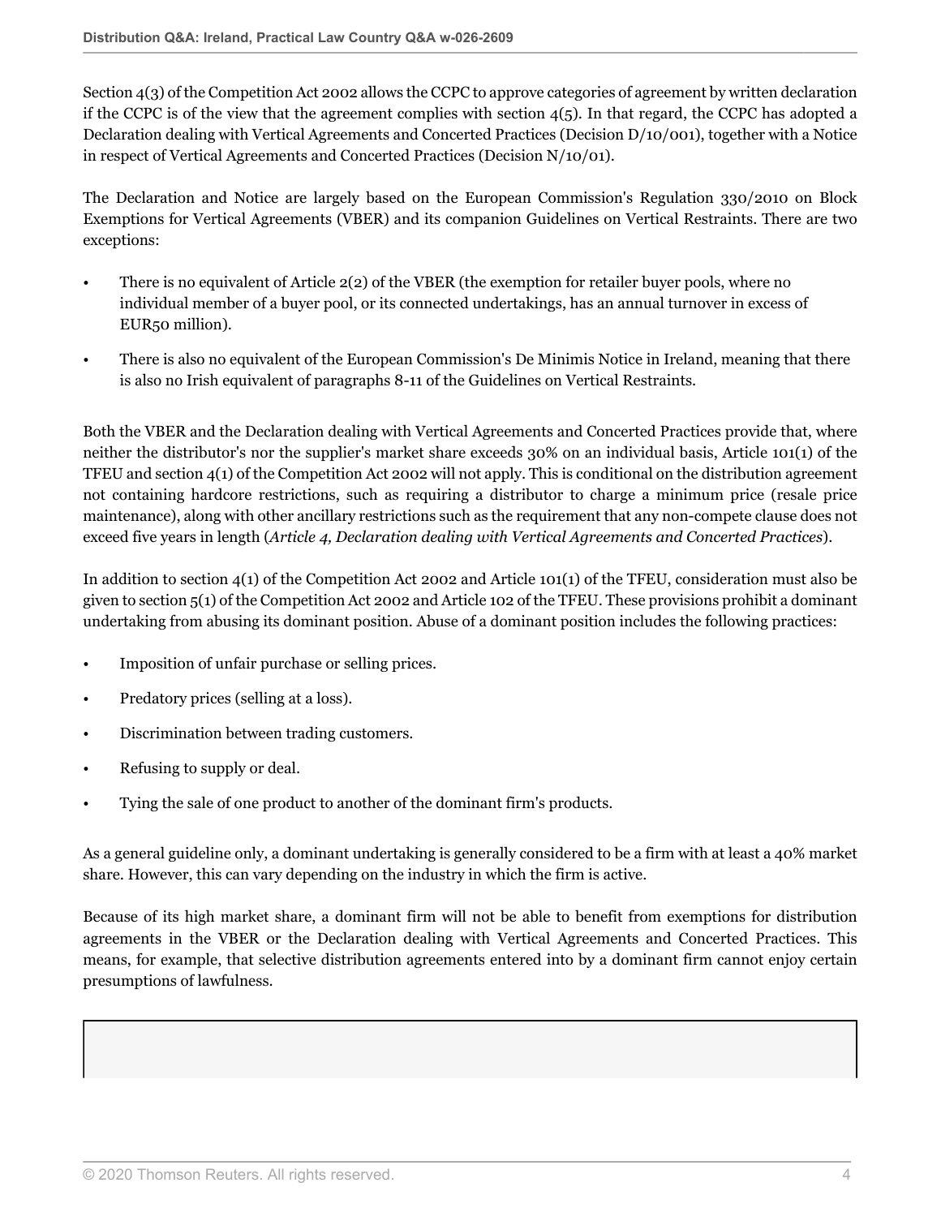Section 4(3) of the Competition Act 2002 allows the CCPC to approve categories of agreement by written declaration if the CCPC is of the view that the agreement complies with section 4(5). In that regard, the CCPC has adopted a Declaration dealing with Vertical Agreements and Concerted Practices (Decision D/10/001), together with a Notice in respect of Vertical Agreements and Concerted Practices (Decision N/10/01).

The Declaration and Notice are largely based on the European Commission's Regulation 330/2010 on Block Exemptions for Vertical Agreements (VBER) and its companion Guidelines on Vertical Restraints. There are two exceptions:

- There is no equivalent of Article 2(2) of the VBER (the exemption for retailer buyer pools, where no individual member of a buyer pool, or its connected undertakings, has an annual turnover in excess of EUR50 million).
- There is also no equivalent of the European Commission's De Minimis Notice in Ireland, meaning that there is also no Irish equivalent of paragraphs 8-11 of the Guidelines on Vertical Restraints.

Both the VBER and the Declaration dealing with Vertical Agreements and Concerted Practices provide that, where neither the distributor's nor the supplier's market share exceeds 30% on an individual basis, Article 101(1) of the TFEU and section 4(1) of the Competition Act 2002 will not apply. This is conditional on the distribution agreement not containing hardcore restrictions, such as requiring a distributor to charge a minimum price (resale price maintenance), along with other ancillary restrictions such as the requirement that any non-compete clause does not exceed five years in length (*Article 4, Declaration dealing with Vertical Agreements and Concerted Practices*).

In addition to section 4(1) of the Competition Act 2002 and Article 101(1) of the TFEU, consideration must also be given to section 5(1) of the Competition Act 2002 and Article 102 of the TFEU. These provisions prohibit a dominant undertaking from abusing its dominant position. Abuse of a dominant position includes the following practices:

- Imposition of unfair purchase or selling prices.
- Predatory prices (selling at a loss).
- Discrimination between trading customers.
- Refusing to supply or deal.
- Tying the sale of one product to another of the dominant firm's products.

As a general guideline only, a dominant undertaking is generally considered to be a firm with at least a 40% market share. However, this can vary depending on the industry in which the firm is active.

Because of its high market share, a dominant firm will not be able to benefit from exemptions for distribution agreements in the VBER or the Declaration dealing with Vertical Agreements and Concerted Practices. This means, for example, that selective distribution agreements entered into by a dominant firm cannot enjoy certain presumptions of lawfulness.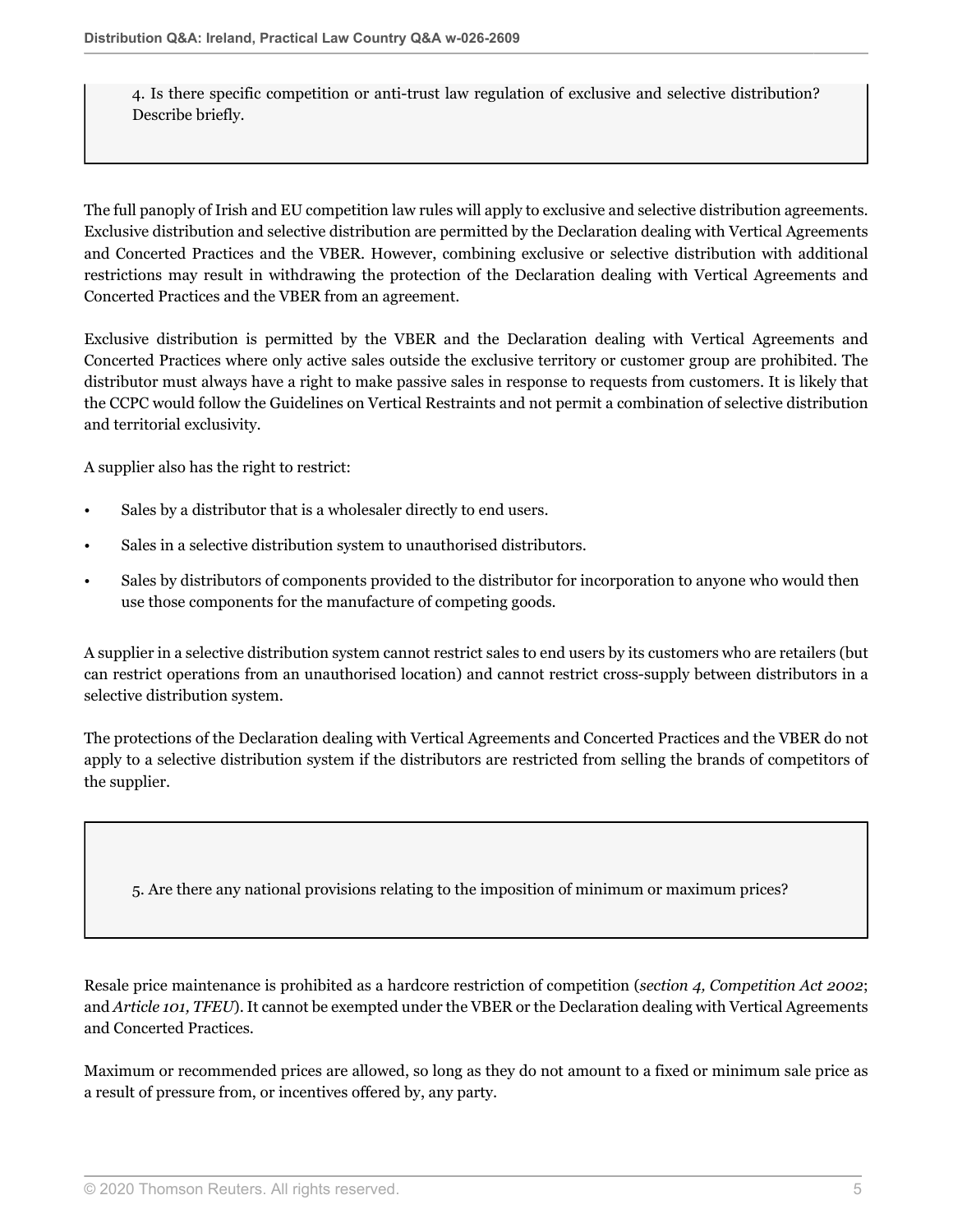4. Is there specific competition or anti-trust law regulation of exclusive and selective distribution? Describe briefly.

The full panoply of Irish and EU competition law rules will apply to exclusive and selective distribution agreements. Exclusive distribution and selective distribution are permitted by the Declaration dealing with Vertical Agreements and Concerted Practices and the VBER. However, combining exclusive or selective distribution with additional restrictions may result in withdrawing the protection of the Declaration dealing with Vertical Agreements and Concerted Practices and the VBER from an agreement.

Exclusive distribution is permitted by the VBER and the Declaration dealing with Vertical Agreements and Concerted Practices where only active sales outside the exclusive territory or customer group are prohibited. The distributor must always have a right to make passive sales in response to requests from customers. It is likely that the CCPC would follow the Guidelines on Vertical Restraints and not permit a combination of selective distribution and territorial exclusivity.

A supplier also has the right to restrict:

- Sales by a distributor that is a wholesaler directly to end users.
- Sales in a selective distribution system to unauthorised distributors.
- Sales by distributors of components provided to the distributor for incorporation to anyone who would then use those components for the manufacture of competing goods.

A supplier in a selective distribution system cannot restrict sales to end users by its customers who are retailers (but can restrict operations from an unauthorised location) and cannot restrict cross-supply between distributors in a selective distribution system.

The protections of the Declaration dealing with Vertical Agreements and Concerted Practices and the VBER do not apply to a selective distribution system if the distributors are restricted from selling the brands of competitors of the supplier.

5. Are there any national provisions relating to the imposition of minimum or maximum prices?

Resale price maintenance is prohibited as a hardcore restriction of competition (*section 4, Competition Act 2002*; and *Article 101, TFEU*). It cannot be exempted under the VBER or the Declaration dealing with Vertical Agreements and Concerted Practices.

Maximum or recommended prices are allowed, so long as they do not amount to a fixed or minimum sale price as a result of pressure from, or incentives offered by, any party.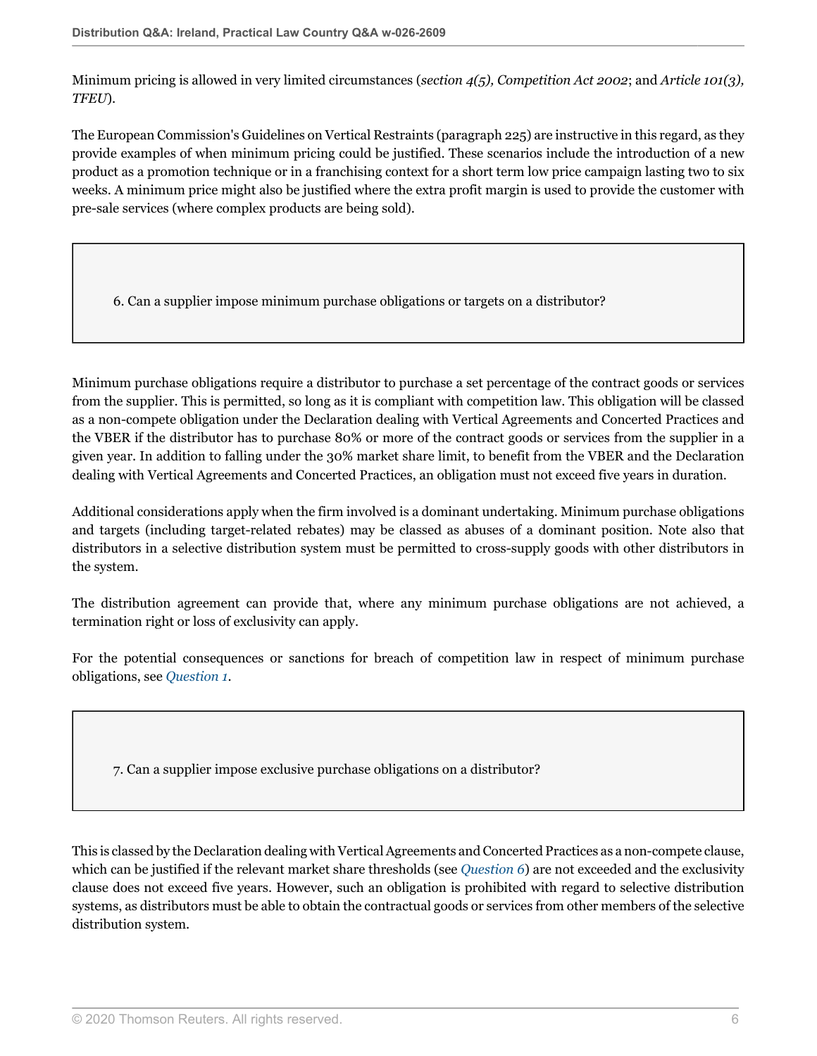Minimum pricing is allowed in very limited circumstances (*section 4(5), Competition Act 2002*; and *Article 101(3), TFEU*).

The European Commission's Guidelines on Vertical Restraints (paragraph 225) are instructive in this regard, as they provide examples of when minimum pricing could be justified. These scenarios include the introduction of a new product as a promotion technique or in a franchising context for a short term low price campaign lasting two to six weeks. A minimum price might also be justified where the extra profit margin is used to provide the customer with pre-sale services (where complex products are being sold).

### 6. Can a supplier impose minimum purchase obligations or targets on a distributor?

Minimum purchase obligations require a distributor to purchase a set percentage of the contract goods or services from the supplier. This is permitted, so long as it is compliant with competition law. This obligation will be classed as a non-compete obligation under the Declaration dealing with Vertical Agreements and Concerted Practices and the VBER if the distributor has to purchase 80% or more of the contract goods or services from the supplier in a given year. In addition to falling under the 30% market share limit, to benefit from the VBER and the Declaration dealing with Vertical Agreements and Concerted Practices, an obligation must not exceed five years in duration.

Additional considerations apply when the firm involved is a dominant undertaking. Minimum purchase obligations and targets (including target-related rebates) may be classed as abuses of a dominant position. Note also that distributors in a selective distribution system must be permitted to cross-supply goods with other distributors in the system.

The distribution agreement can provide that, where any minimum purchase obligations are not achieved, a termination right or loss of exclusivity can apply.

For the potential consequences or sanctions for breach of competition law in respect of minimum purchase obligations, see *Question 1*.

### 7. Can a supplier impose exclusive purchase obligations on a distributor?

This is classed by the Declaration dealing with Vertical Agreements and Concerted Practices as a non-compete clause, which can be justified if the relevant market share thresholds (see *Question 6*) are not exceeded and the exclusivity clause does not exceed five years. However, such an obligation is prohibited with regard to selective distribution systems, as distributors must be able to obtain the contractual goods or services from other members of the selective distribution system.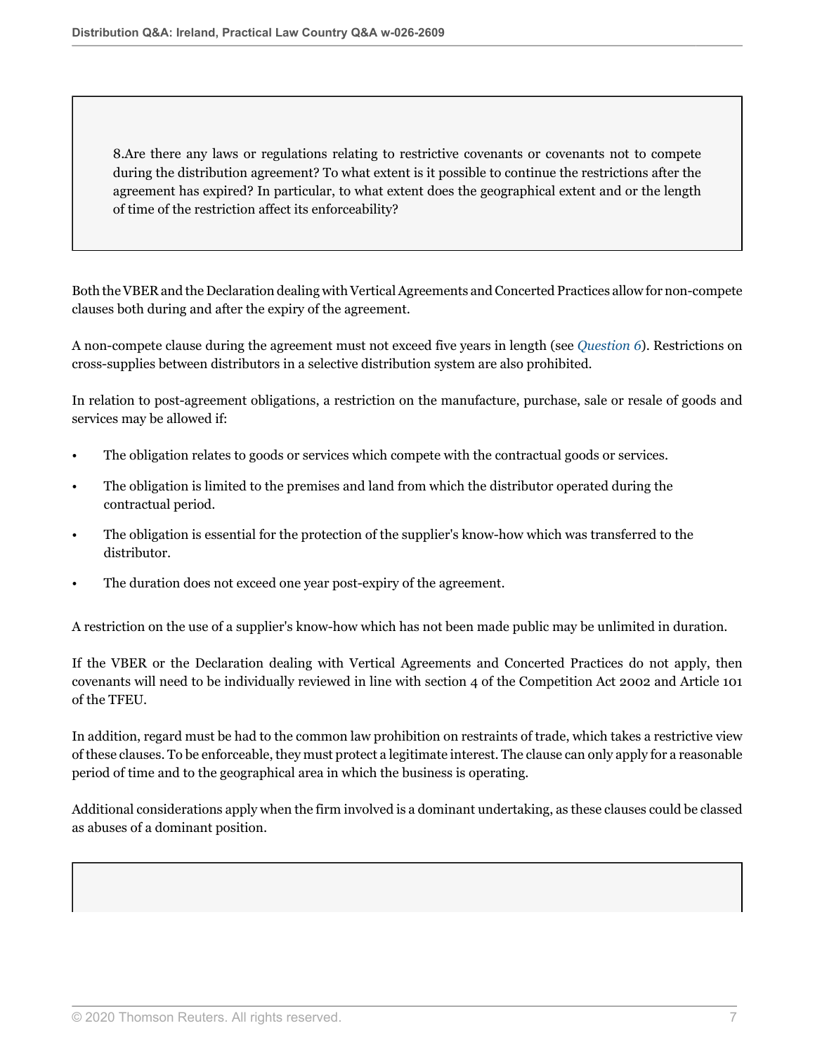8.Are there any laws or regulations relating to restrictive covenants or covenants not to compete during the distribution agreement? To what extent is it possible to continue the restrictions after the agreement has expired? In particular, to what extent does the geographical extent and or the length of time of the restriction affect its enforceability?

Both the VBER and the Declaration dealing with Vertical Agreements and Concerted Practices allow for non-compete clauses both during and after the expiry of the agreement.

A non-compete clause during the agreement must not exceed five years in length (see *Question 6*). Restrictions on cross-supplies between distributors in a selective distribution system are also prohibited.

In relation to post-agreement obligations, a restriction on the manufacture, purchase, sale or resale of goods and services may be allowed if:

- The obligation relates to goods or services which compete with the contractual goods or services.
- The obligation is limited to the premises and land from which the distributor operated during the contractual period.
- The obligation is essential for the protection of the supplier's know-how which was transferred to the distributor.
- The duration does not exceed one year post-expiry of the agreement.

A restriction on the use of a supplier's know-how which has not been made public may be unlimited in duration.

If the VBER or the Declaration dealing with Vertical Agreements and Concerted Practices do not apply, then covenants will need to be individually reviewed in line with section 4 of the Competition Act 2002 and Article 101 of the TFEU.

In addition, regard must be had to the common law prohibition on restraints of trade, which takes a restrictive view of these clauses. To be enforceable, they must protect a legitimate interest. The clause can only apply for a reasonable period of time and to the geographical area in which the business is operating.

Additional considerations apply when the firm involved is a dominant undertaking, as these clauses could be classed as abuses of a dominant position.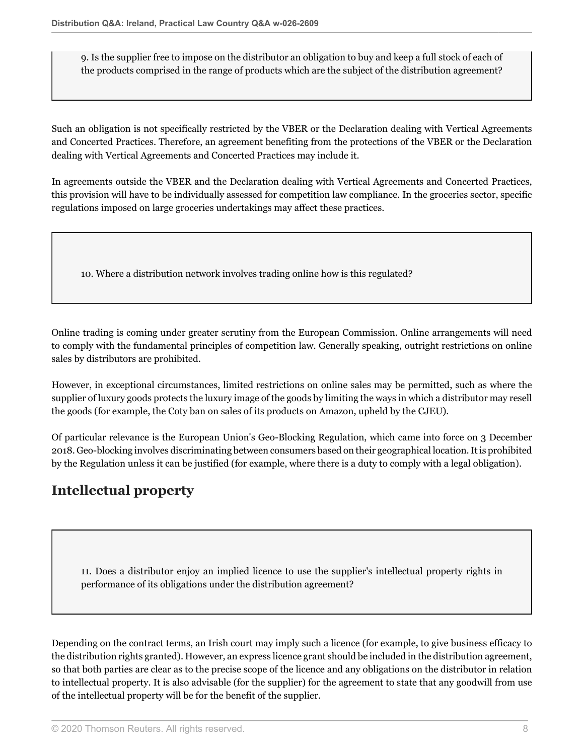9. Is the supplier free to impose on the distributor an obligation to buy and keep a full stock of each of the products comprised in the range of products which are the subject of the distribution agreement?

Such an obligation is not specifically restricted by the VBER or the Declaration dealing with Vertical Agreements and Concerted Practices. Therefore, an agreement benefiting from the protections of the VBER or the Declaration dealing with Vertical Agreements and Concerted Practices may include it.

In agreements outside the VBER and the Declaration dealing with Vertical Agreements and Concerted Practices, this provision will have to be individually assessed for competition law compliance. In the groceries sector, specific regulations imposed on large groceries undertakings may affect these practices.

10. Where a distribution network involves trading online how is this regulated?

Online trading is coming under greater scrutiny from the European Commission. Online arrangements will need to comply with the fundamental principles of competition law. Generally speaking, outright restrictions on online sales by distributors are prohibited.

However, in exceptional circumstances, limited restrictions on online sales may be permitted, such as where the supplier of luxury goods protects the luxury image of the goods by limiting the ways in which a distributor may resell the goods (for example, the Coty ban on sales of its products on Amazon, upheld by the CJEU).

Of particular relevance is the European Union's Geo-Blocking Regulation, which came into force on 3 December 2018. Geo-blocking involves discriminating between consumers based on their geographical location. It is prohibited by the Regulation unless it can be justified (for example, where there is a duty to comply with a legal obligation).

## Intellectual property

11. Does a distributor enjoy an implied licence to use the supplier's intellectual property rights in performance of its obligations under the distribution agreement?

Depending on the contract terms, an Irish court may imply such a licence (for example, to give business efficacy to the distribution rights granted). However, an express licence grant should be included in the distribution agreement, so that both parties are clear as to the precise scope of the licence and any obligations on the distributor in relation to intellectual property. It is also advisable (for the supplier) for the agreement to state that any goodwill from use of the intellectual property will be for the benefit of the supplier.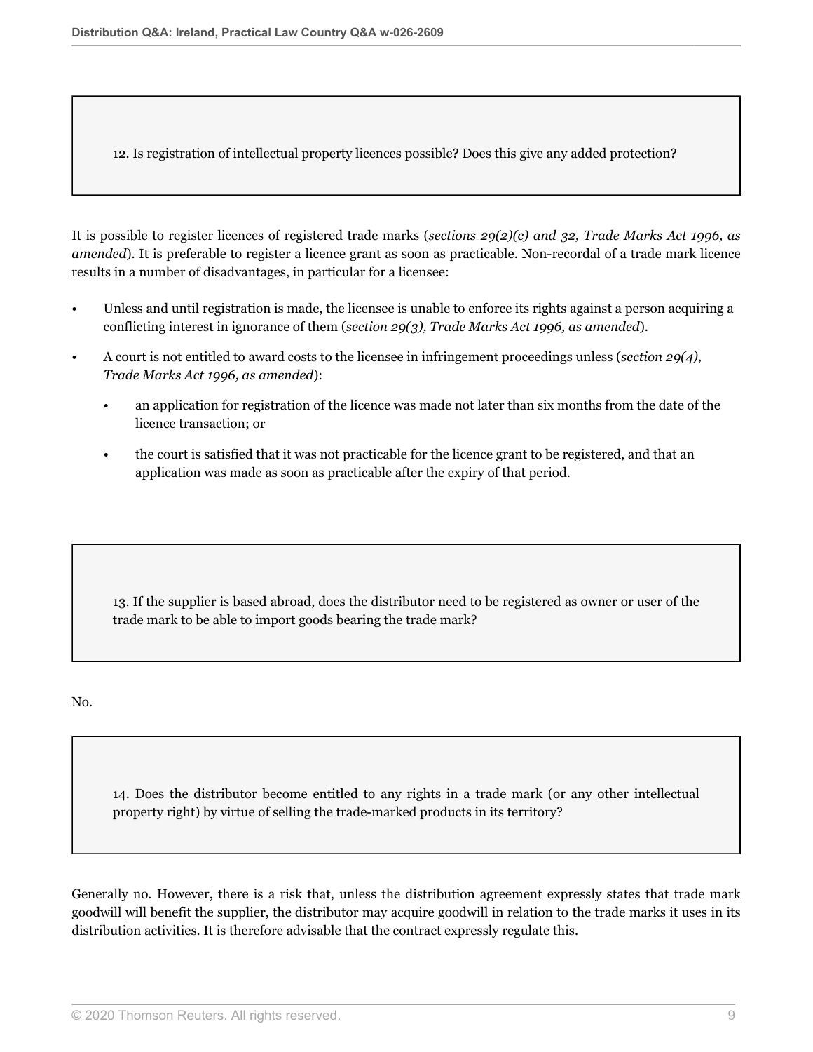### 12. Is registration of intellectual property licences possible? Does this give any added protection?

It is possible to register licences of registered trade marks (*sections 29(2)(c) and 32, Trade Marks Act 1996, as amended*). It is preferable to register a licence grant as soon as practicable. Non-recordal of a trade mark licence results in a number of disadvantages, in particular for a licensee:

- Unless and until registration is made, the licensee is unable to enforce its rights against a person acquiring a conflicting interest in ignorance of them (*section 29(3), Trade Marks Act 1996, as amended*).
- A court is not entitled to award costs to the licensee in infringement proceedings unless (*section 29(4), Trade Marks Act 1996, as amended*):
  - an application for registration of the licence was made not later than six months from the date of the licence transaction; or
  - the court is satisfied that it was not practicable for the licence grant to be registered, and that an application was made as soon as practicable after the expiry of that period.

### 13. If the supplier is based abroad, does the distributor need to be registered as owner or user of the trade mark to be able to import goods bearing the trade mark?

No.

### 14. Does the distributor become entitled to any rights in a trade mark (or any other intellectual property right) by virtue of selling the trade-marked products in its territory?

Generally no. However, there is a risk that, unless the distribution agreement expressly states that trade mark goodwill will benefit the supplier, the distributor may acquire goodwill in relation to the trade marks it uses in its distribution activities. It is therefore advisable that the contract expressly regulate this.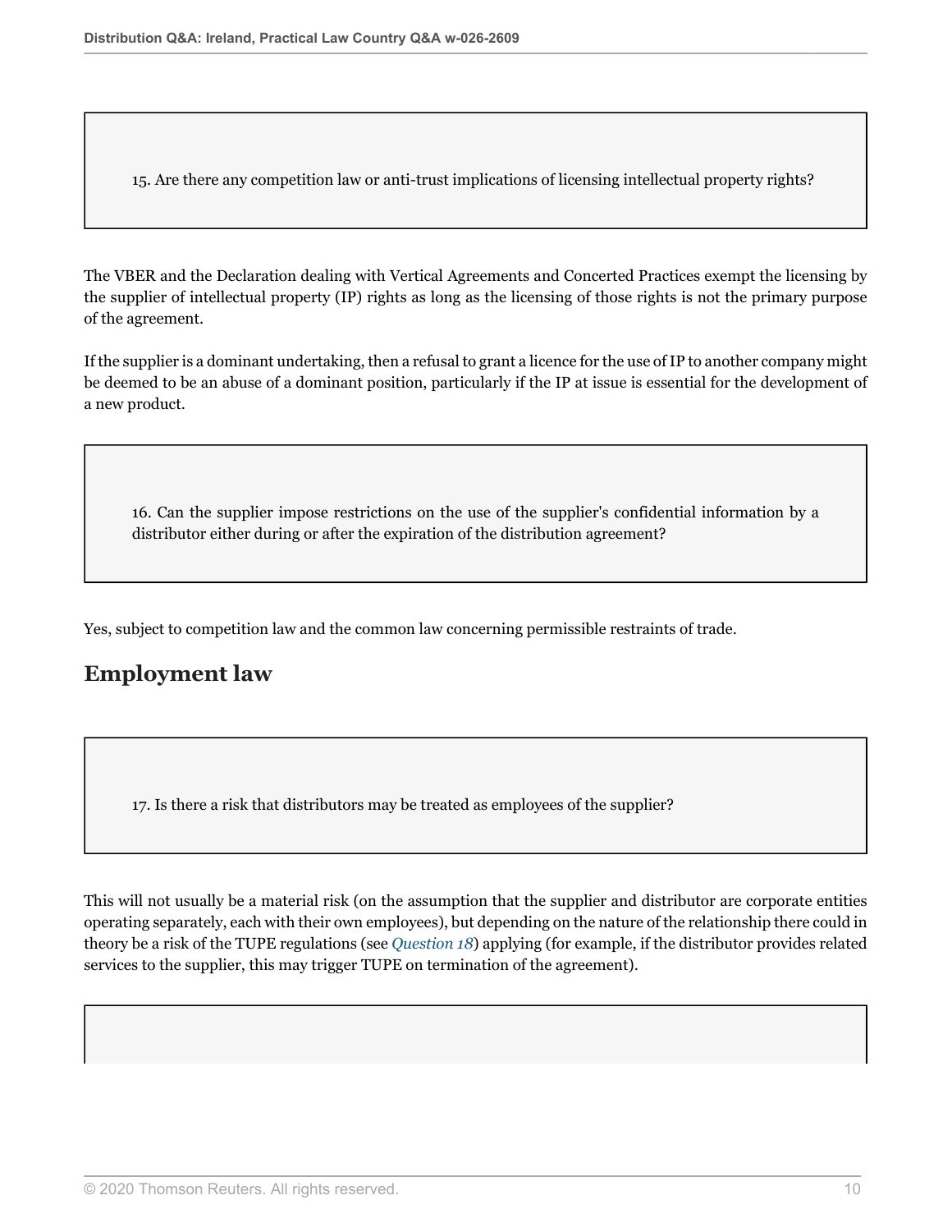15. Are there any competition law or anti-trust implications of licensing intellectual property rights?

The VBER and the Declaration dealing with Vertical Agreements and Concerted Practices exempt the licensing by the supplier of intellectual property (IP) rights as long as the licensing of those rights is not the primary purpose of the agreement.

If the supplier is a dominant undertaking, then a refusal to grant a licence for the use of IP to another company might be deemed to be an abuse of a dominant position, particularly if the IP at issue is essential for the development of a new product.

16. Can the supplier impose restrictions on the use of the supplier's confidential information by a distributor either during or after the expiration of the distribution agreement?

Yes, subject to competition law and the common law concerning permissible restraints of trade.

## Employment law

17. Is there a risk that distributors may be treated as employees of the supplier?

This will not usually be a material risk (on the assumption that the supplier and distributor are corporate entities operating separately, each with their own employees), but depending on the nature of the relationship there could in theory be a risk of the TUPE regulations (see *Question 18*) applying (for example, if the distributor provides related services to the supplier, this may trigger TUPE on termination of the agreement).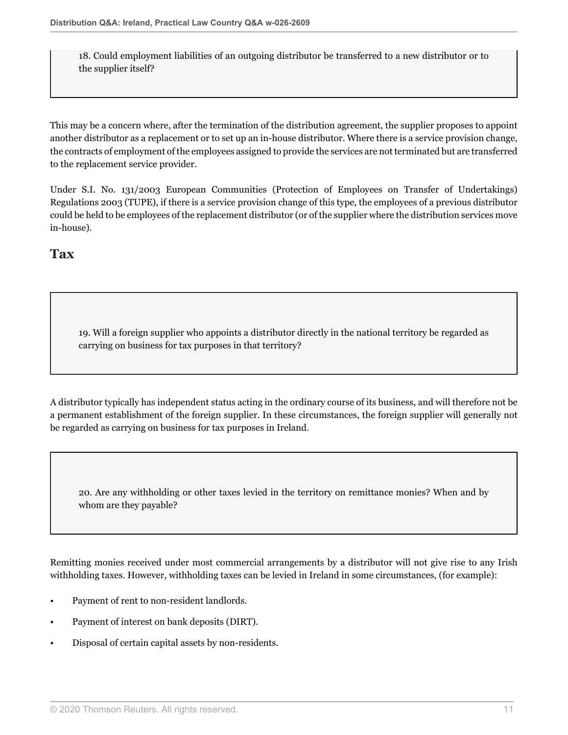18. Could employment liabilities of an outgoing distributor be transferred to a new distributor or to the supplier itself?

This may be a concern where, after the termination of the distribution agreement, the supplier proposes to appoint another distributor as a replacement or to set up an in-house distributor. Where there is a service provision change, the contracts of employment of the employees assigned to provide the services are not terminated but are transferred to the replacement service provider.

Under S.I. No. 131/2003 European Communities (Protection of Employees on Transfer of Undertakings) Regulations 2003 (TUPE), if there is a service provision change of this type, the employees of a previous distributor could be held to be employees of the replacement distributor (or of the supplier where the distribution services move in-house).

## Tax

19. Will a foreign supplier who appoints a distributor directly in the national territory be regarded as carrying on business for tax purposes in that territory?

A distributor typically has independent status acting in the ordinary course of its business, and will therefore not be a permanent establishment of the foreign supplier. In these circumstances, the foreign supplier will generally not be regarded as carrying on business for tax purposes in Ireland.

20. Are any withholding or other taxes levied in the territory on remittance monies? When and by whom are they payable?

Remitting monies received under most commercial arrangements by a distributor will not give rise to any Irish withholding taxes. However, withholding taxes can be levied in Ireland in some circumstances, (for example):

- Payment of rent to non-resident landlords.
- Payment of interest on bank deposits (DIRT).
- Disposal of certain capital assets by non-residents.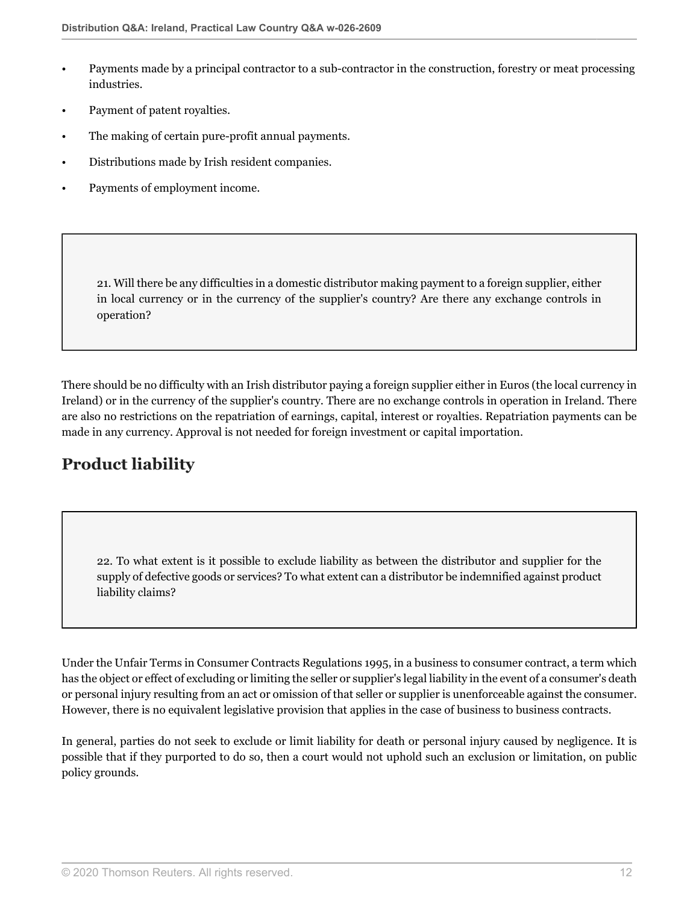- Payments made by a principal contractor to a sub-contractor in the construction, forestry or meat processing industries.
- Payment of patent royalties.
- The making of certain pure-profit annual payments.
- Distributions made by Irish resident companies.
- Payments of employment income.

**21. Will there be any difficulties in a domestic distributor making payment to a foreign supplier, either in local currency or in the currency of the supplier's country? Are there any exchange controls in operation?**

There should be no difficulty with an Irish distributor paying a foreign supplier either in Euros (the local currency in Ireland) or in the currency of the supplier's country. There are no exchange controls in operation in Ireland. There are also no restrictions on the repatriation of earnings, capital, interest or royalties. Repatriation payments can be made in any currency. Approval is not needed for foreign investment or capital importation.

## Product liability

**22. To what extent is it possible to exclude liability as between the distributor and supplier for the supply of defective goods or services? To what extent can a distributor be indemnified against product liability claims?**

Under the Unfair Terms in Consumer Contracts Regulations 1995, in a business to consumer contract, a term which has the object or effect of excluding or limiting the seller or supplier's legal liability in the event of a consumer's death or personal injury resulting from an act or omission of that seller or supplier is unenforceable against the consumer. However, there is no equivalent legislative provision that applies in the case of business to business contracts.

In general, parties do not seek to exclude or limit liability for death or personal injury caused by negligence. It is possible that if they purported to do so, then a court would not uphold such an exclusion or limitation, on public policy grounds.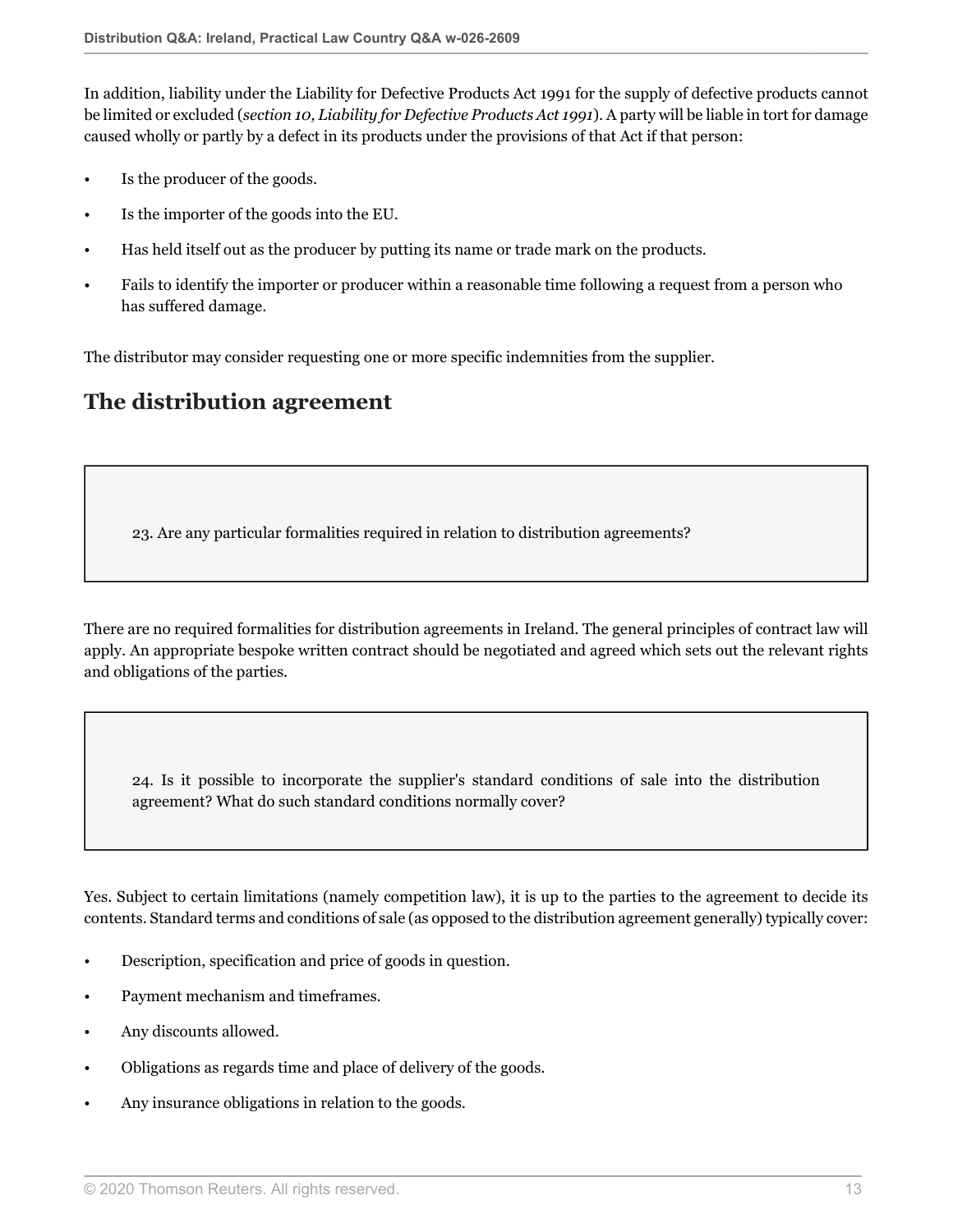In addition, liability under the Liability for Defective Products Act 1991 for the supply of defective products cannot be limited or excluded (*section 10, Liability for Defective Products Act 1991*). A party will be liable in tort for damage caused wholly or partly by a defect in its products under the provisions of that Act if that person:

- Is the producer of the goods.
- Is the importer of the goods into the EU.
- Has held itself out as the producer by putting its name or trade mark on the products.
- Fails to identify the importer or producer within a reasonable time following a request from a person who has suffered damage.

The distributor may consider requesting one or more specific indemnities from the supplier.

## The distribution agreement

23. Are any particular formalities required in relation to distribution agreements?

There are no required formalities for distribution agreements in Ireland. The general principles of contract law will apply. An appropriate bespoke written contract should be negotiated and agreed which sets out the relevant rights and obligations of the parties.

24. Is it possible to incorporate the supplier's standard conditions of sale into the distribution agreement? What do such standard conditions normally cover?

Yes. Subject to certain limitations (namely competition law), it is up to the parties to the agreement to decide its contents. Standard terms and conditions of sale (as opposed to the distribution agreement generally) typically cover:

- Description, specification and price of goods in question.
- Payment mechanism and timeframes.
- Any discounts allowed.
- Obligations as regards time and place of delivery of the goods.
- Any insurance obligations in relation to the goods.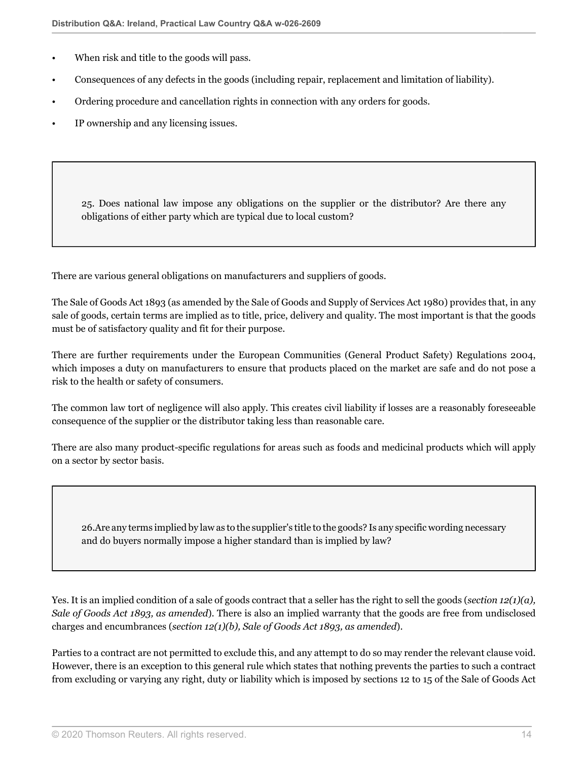- When risk and title to the goods will pass.
- Consequences of any defects in the goods (including repair, replacement and limitation of liability).
- Ordering procedure and cancellation rights in connection with any orders for goods.
- IP ownership and any licensing issues.

### 25. Does national law impose any obligations on the supplier or the distributor? Are there any obligations of either party which are typical due to local custom?

There are various general obligations on manufacturers and suppliers of goods.

The Sale of Goods Act 1893 (as amended by the Sale of Goods and Supply of Services Act 1980) provides that, in any sale of goods, certain terms are implied as to title, price, delivery and quality. The most important is that the goods must be of satisfactory quality and fit for their purpose.

There are further requirements under the European Communities (General Product Safety) Regulations 2004, which imposes a duty on manufacturers to ensure that products placed on the market are safe and do not pose a risk to the health or safety of consumers.

The common law tort of negligence will also apply. This creates civil liability if losses are a reasonably foreseeable consequence of the supplier or the distributor taking less than reasonable care.

There are also many product-specific regulations for areas such as foods and medicinal products which will apply on a sector by sector basis.

### 26. Are any terms implied by law as to the supplier's title to the goods? Is any specific wording necessary and do buyers normally impose a higher standard than is implied by law?

Yes. It is an implied condition of a sale of goods contract that a seller has the right to sell the goods (*section 12(1)(a), Sale of Goods Act 1893, as amended*). There is also an implied warranty that the goods are free from undisclosed charges and encumbrances (*section 12(1)(b), Sale of Goods Act 1893, as amended*).

Parties to a contract are not permitted to exclude this, and any attempt to do so may render the relevant clause void. However, there is an exception to this general rule which states that nothing prevents the parties to such a contract from excluding or varying any right, duty or liability which is imposed by sections 12 to 15 of the Sale of Goods Act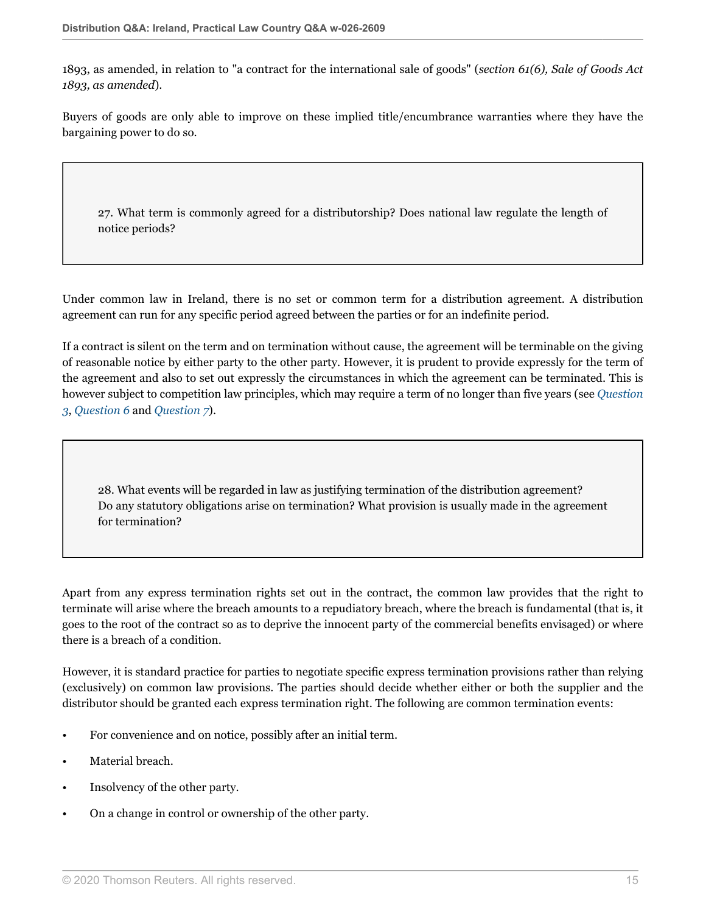1893, as amended, in relation to "a contract for the international sale of goods" (*section 61(6), Sale of Goods Act 1893, as amended*).

Buyers of goods are only able to improve on these implied title/encumbrance warranties where they have the bargaining power to do so.

### 27. What term is commonly agreed for a distributorship? Does national law regulate the length of notice periods?

Under common law in Ireland, there is no set or common term for a distribution agreement. A distribution agreement can run for any specific period agreed between the parties or for an indefinite period.

If a contract is silent on the term and on termination without cause, the agreement will be terminable on the giving of reasonable notice by either party to the other party. However, it is prudent to provide expressly for the term of the agreement and also to set out expressly the circumstances in which the agreement can be terminated. This is however subject to competition law principles, which may require a term of no longer than five years (see *Question 3*, *Question 6* and *Question 7*).

### 28. What events will be regarded in law as justifying termination of the distribution agreement? Do any statutory obligations arise on termination? What provision is usually made in the agreement for termination?

Apart from any express termination rights set out in the contract, the common law provides that the right to terminate will arise where the breach amounts to a repudiatory breach, where the breach is fundamental (that is, it goes to the root of the contract so as to deprive the innocent party of the commercial benefits envisaged) or where there is a breach of a condition.

However, it is standard practice for parties to negotiate specific express termination provisions rather than relying (exclusively) on common law provisions. The parties should decide whether either or both the supplier and the distributor should be granted each express termination right. The following are common termination events:

- For convenience and on notice, possibly after an initial term.
- Material breach.
- Insolvency of the other party.
- On a change in control or ownership of the other party.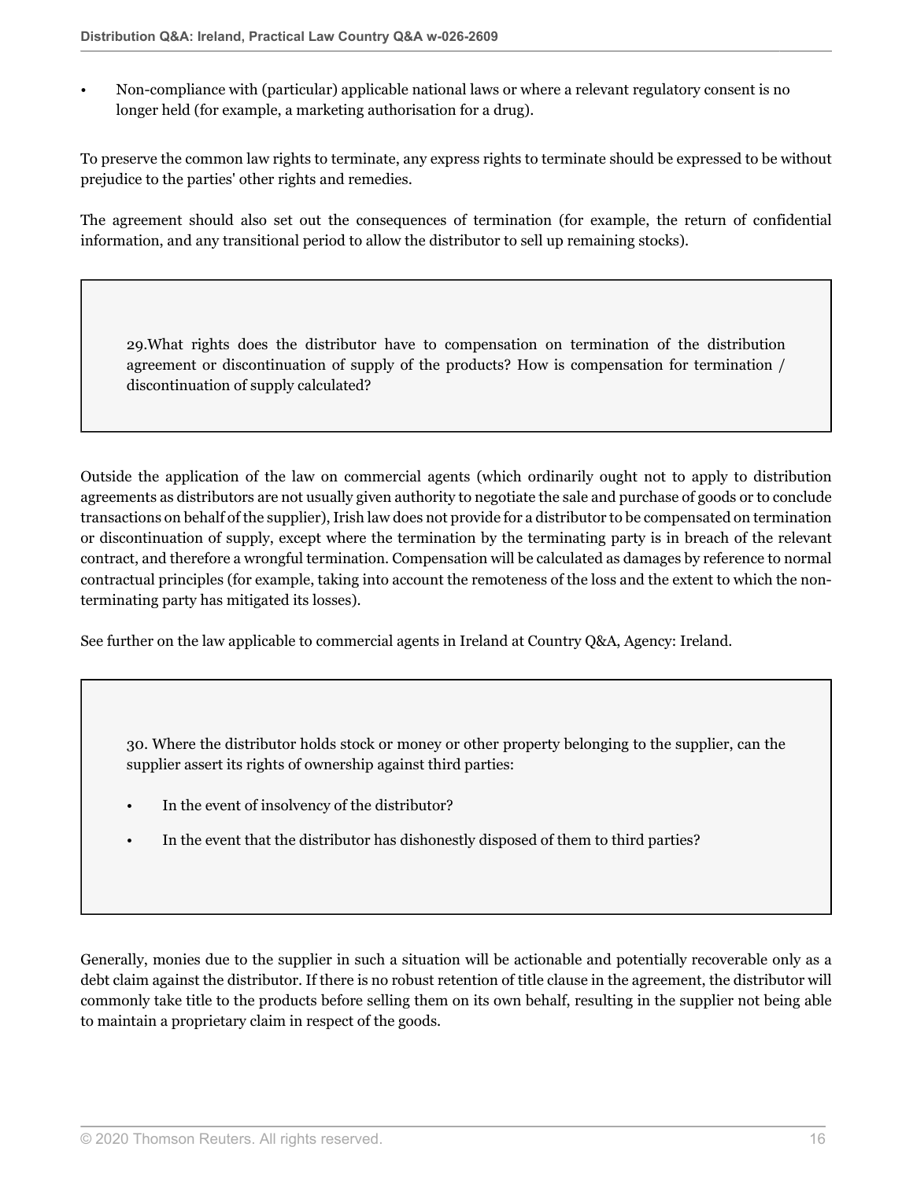- Non-compliance with (particular) applicable national laws or where a relevant regulatory consent is no longer held (for example, a marketing authorisation for a drug).

To preserve the common law rights to terminate, any express rights to terminate should be expressed to be without prejudice to the parties' other rights and remedies.

The agreement should also set out the consequences of termination (for example, the return of confidential information, and any transitional period to allow the distributor to sell up remaining stocks).

### 29. What rights does the distributor have to compensation on termination of the distribution agreement or discontinuation of supply of the products? How is compensation for termination / discontinuation of supply calculated?

Outside the application of the law on commercial agents (which ordinarily ought not to apply to distribution agreements as distributors are not usually given authority to negotiate the sale and purchase of goods or to conclude transactions on behalf of the supplier), Irish law does not provide for a distributor to be compensated on termination or discontinuation of supply, except where the termination by the terminating party is in breach of the relevant contract, and therefore a wrongful termination. Compensation will be calculated as damages by reference to normal contractual principles (for example, taking into account the remoteness of the loss and the extent to which the non-terminating party has mitigated its losses).

See further on the law applicable to commercial agents in Ireland at Country Q&A, Agency: Ireland.

### 30. Where the distributor holds stock or money or other property belonging to the supplier, can the supplier assert its rights of ownership against third parties:

- In the event of insolvency of the distributor?
- In the event that the distributor has dishonestly disposed of them to third parties?

Generally, monies due to the supplier in such a situation will be actionable and potentially recoverable only as a debt claim against the distributor. If there is no robust retention of title clause in the agreement, the distributor will commonly take title to the products before selling them on its own behalf, resulting in the supplier not being able to maintain a proprietary claim in respect of the goods.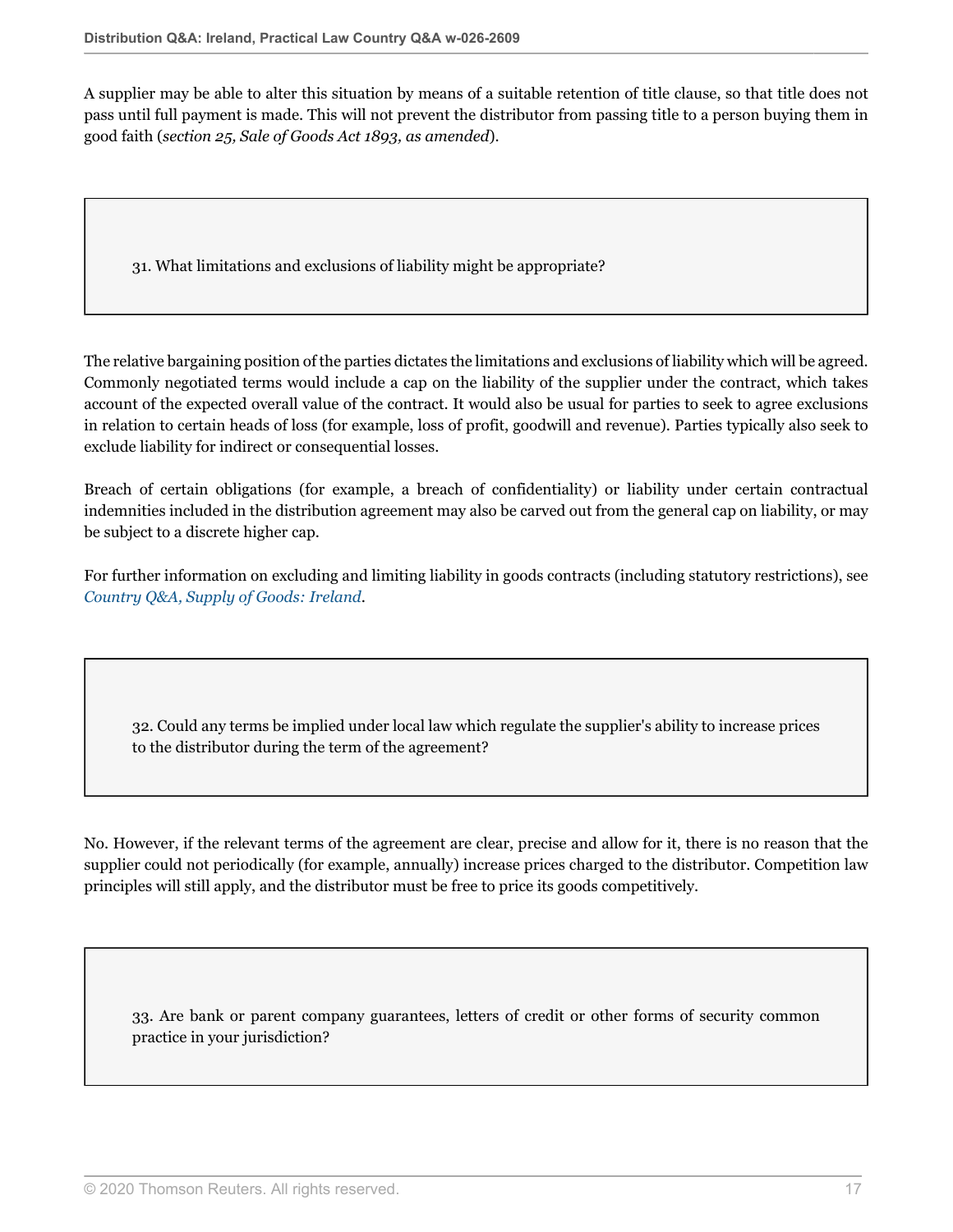A supplier may be able to alter this situation by means of a suitable retention of title clause, so that title does not pass until full payment is made. This will not prevent the distributor from passing title to a person buying them in good faith (*section 25, Sale of Goods Act 1893, as amended*).

### 31. What limitations and exclusions of liability might be appropriate?

The relative bargaining position of the parties dictates the limitations and exclusions of liability which will be agreed. Commonly negotiated terms would include a cap on the liability of the supplier under the contract, which takes account of the expected overall value of the contract. It would also be usual for parties to seek to agree exclusions in relation to certain heads of loss (for example, loss of profit, goodwill and revenue). Parties typically also seek to exclude liability for indirect or consequential losses.

Breach of certain obligations (for example, a breach of confidentiality) or liability under certain contractual indemnities included in the distribution agreement may also be carved out from the general cap on liability, or may be subject to a discrete higher cap.

For further information on excluding and limiting liability in goods contracts (including statutory restrictions), see *Country Q&A, Supply of Goods: Ireland*.

### 32. Could any terms be implied under local law which regulate the supplier's ability to increase prices to the distributor during the term of the agreement?

No. However, if the relevant terms of the agreement are clear, precise and allow for it, there is no reason that the supplier could not periodically (for example, annually) increase prices charged to the distributor. Competition law principles will still apply, and the distributor must be free to price its goods competitively.

### 33. Are bank or parent company guarantees, letters of credit or other forms of security common practice in your jurisdiction?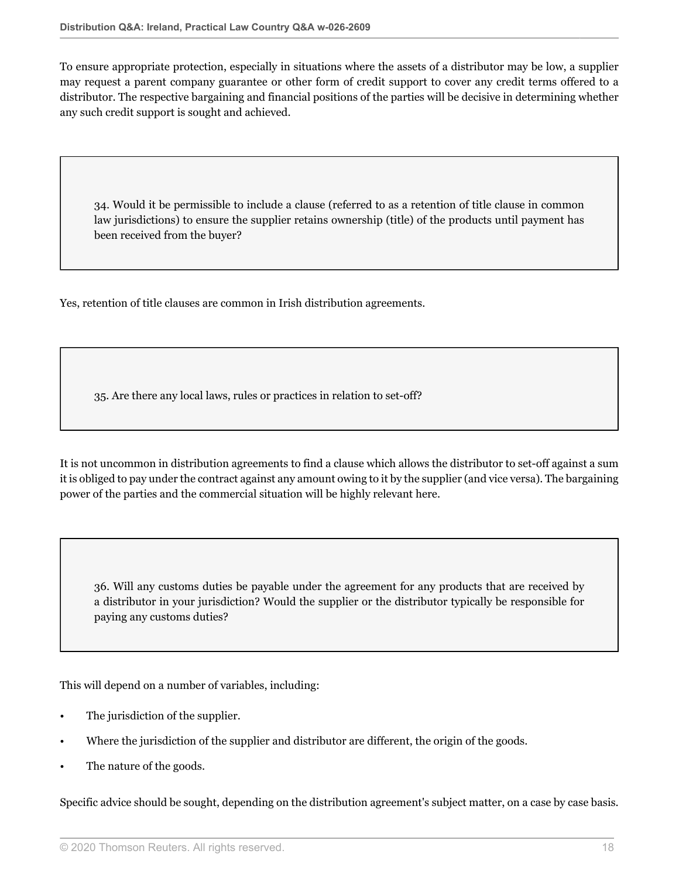To ensure appropriate protection, especially in situations where the assets of a distributor may be low, a supplier may request a parent company guarantee or other form of credit support to cover any credit terms offered to a distributor. The respective bargaining and financial positions of the parties will be decisive in determining whether any such credit support is sought and achieved.

### 34. Would it be permissible to include a clause (referred to as a retention of title clause in common law jurisdictions) to ensure the supplier retains ownership (title) of the products until payment has been received from the buyer?

Yes, retention of title clauses are common in Irish distribution agreements.

### 35. Are there any local laws, rules or practices in relation to set-off?

It is not uncommon in distribution agreements to find a clause which allows the distributor to set-off against a sum it is obliged to pay under the contract against any amount owing to it by the supplier (and vice versa). The bargaining power of the parties and the commercial situation will be highly relevant here.

### 36. Will any customs duties be payable under the agreement for any products that are received by a distributor in your jurisdiction? Would the supplier or the distributor typically be responsible for paying any customs duties?

This will depend on a number of variables, including:

- The jurisdiction of the supplier.
- Where the jurisdiction of the supplier and distributor are different, the origin of the goods.
- The nature of the goods.

Specific advice should be sought, depending on the distribution agreement's subject matter, on a case by case basis.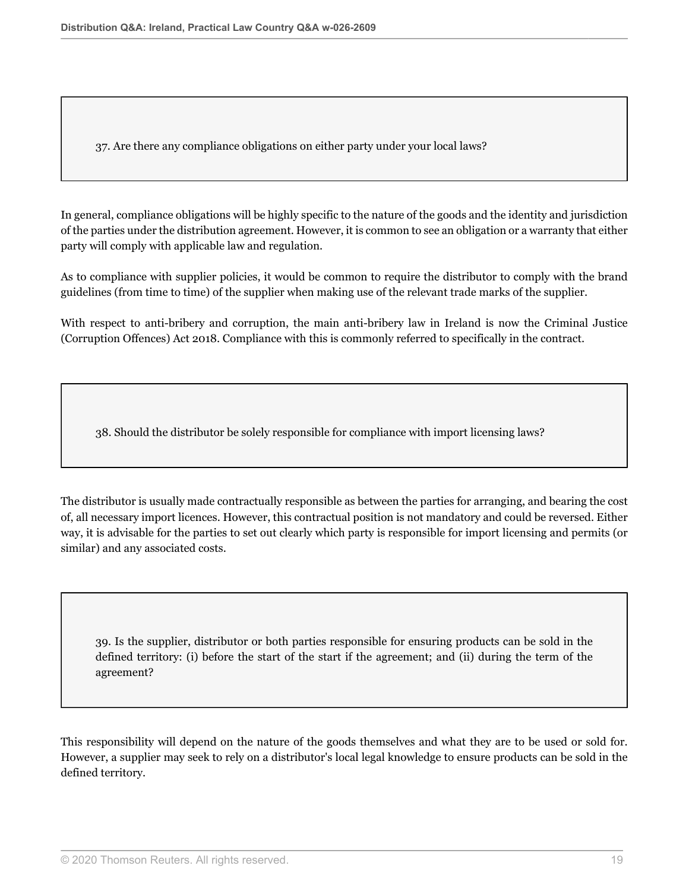**37. Are there any compliance obligations on either party under your local laws?**

In general, compliance obligations will be highly specific to the nature of the goods and the identity and jurisdiction of the parties under the distribution agreement. However, it is common to see an obligation or a warranty that either party will comply with applicable law and regulation.

As to compliance with supplier policies, it would be common to require the distributor to comply with the brand guidelines (from time to time) of the supplier when making use of the relevant trade marks of the supplier.

With respect to anti-bribery and corruption, the main anti-bribery law in Ireland is now the Criminal Justice (Corruption Offences) Act 2018. Compliance with this is commonly referred to specifically in the contract.

**38. Should the distributor be solely responsible for compliance with import licensing laws?**

The distributor is usually made contractually responsible as between the parties for arranging, and bearing the cost of, all necessary import licences. However, this contractual position is not mandatory and could be reversed. Either way, it is advisable for the parties to set out clearly which party is responsible for import licensing and permits (or similar) and any associated costs.

**39. Is the supplier, distributor or both parties responsible for ensuring products can be sold in the defined territory: (i) before the start of the start if the agreement; and (ii) during the term of the agreement?**

This responsibility will depend on the nature of the goods themselves and what they are to be used or sold for. However, a supplier may seek to rely on a distributor's local legal knowledge to ensure products can be sold in the defined territory.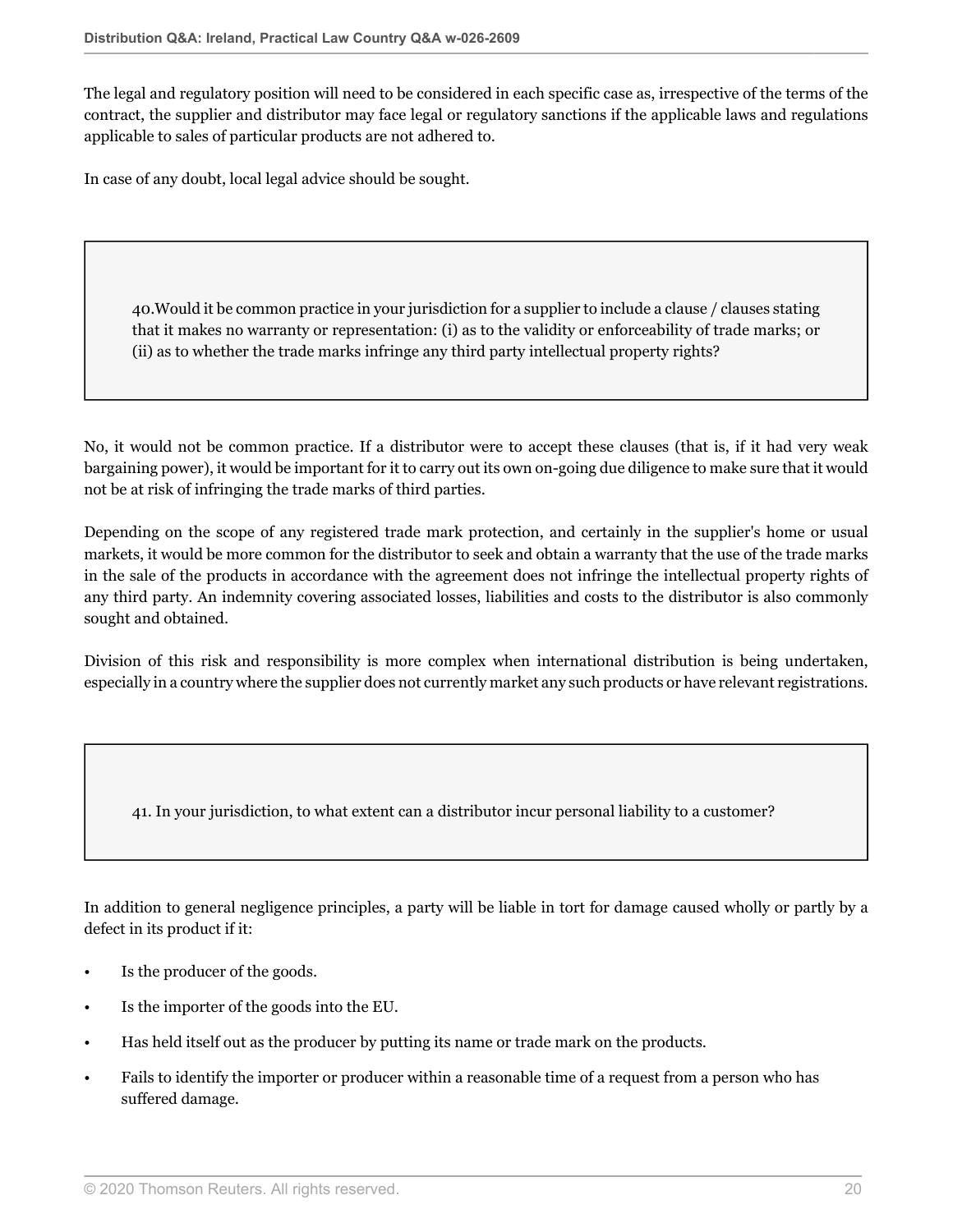The legal and regulatory position will need to be considered in each specific case as, irrespective of the terms of the contract, the supplier and distributor may face legal or regulatory sanctions if the applicable laws and regulations applicable to sales of particular products are not adhered to.

In case of any doubt, local legal advice should be sought.

### 40. Would it be common practice in your jurisdiction for a supplier to include a clause / clauses stating that it makes no warranty or representation: (i) as to the validity or enforceability of trade marks; or (ii) as to whether the trade marks infringe any third party intellectual property rights?

No, it would not be common practice. If a distributor were to accept these clauses (that is, if it had very weak bargaining power), it would be important for it to carry out its own on-going due diligence to make sure that it would not be at risk of infringing the trade marks of third parties.

Depending on the scope of any registered trade mark protection, and certainly in the supplier's home or usual markets, it would be more common for the distributor to seek and obtain a warranty that the use of the trade marks in the sale of the products in accordance with the agreement does not infringe the intellectual property rights of any third party. An indemnity covering associated losses, liabilities and costs to the distributor is also commonly sought and obtained.

Division of this risk and responsibility is more complex when international distribution is being undertaken, especially in a country where the supplier does not currently market any such products or have relevant registrations.

### 41. In your jurisdiction, to what extent can a distributor incur personal liability to a customer?

In addition to general negligence principles, a party will be liable in tort for damage caused wholly or partly by a defect in its product if it:

- Is the producer of the goods.
- Is the importer of the goods into the EU.
- Has held itself out as the producer by putting its name or trade mark on the products.
- Fails to identify the importer or producer within a reasonable time of a request from a person who has suffered damage.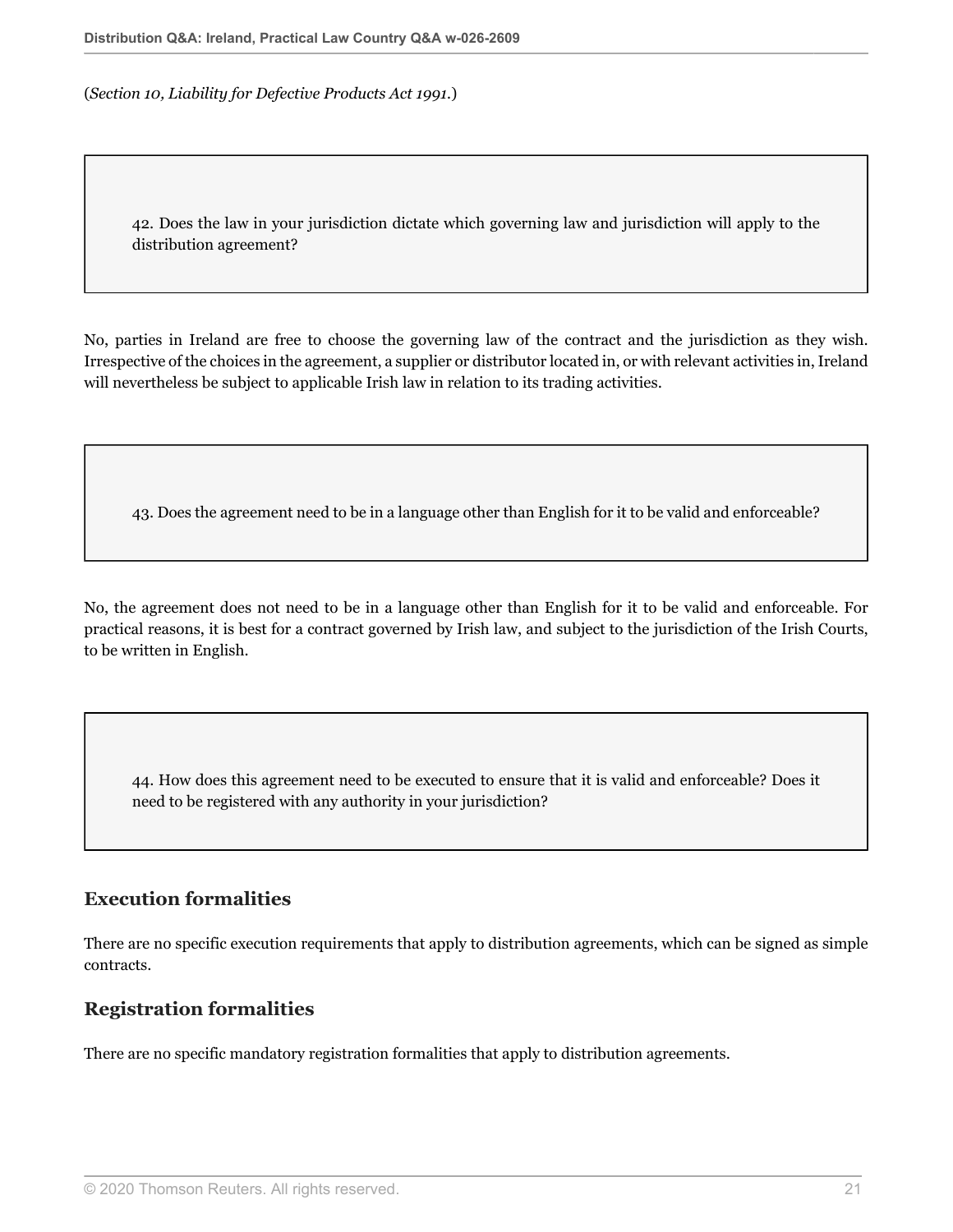(*Section 10, Liability for Defective Products Act 1991.*)

42. Does the law in your jurisdiction dictate which governing law and jurisdiction will apply to the distribution agreement?

No, parties in Ireland are free to choose the governing law of the contract and the jurisdiction as they wish. Irrespective of the choices in the agreement, a supplier or distributor located in, or with relevant activities in, Ireland will nevertheless be subject to applicable Irish law in relation to its trading activities.

43. Does the agreement need to be in a language other than English for it to be valid and enforceable?

No, the agreement does not need to be in a language other than English for it to be valid and enforceable. For practical reasons, it is best for a contract governed by Irish law, and subject to the jurisdiction of the Irish Courts, to be written in English.

44. How does this agreement need to be executed to ensure that it is valid and enforceable? Does it need to be registered with any authority in your jurisdiction?

## Execution formalities

There are no specific execution requirements that apply to distribution agreements, which can be signed as simple contracts.

## Registration formalities

There are no specific mandatory registration formalities that apply to distribution agreements.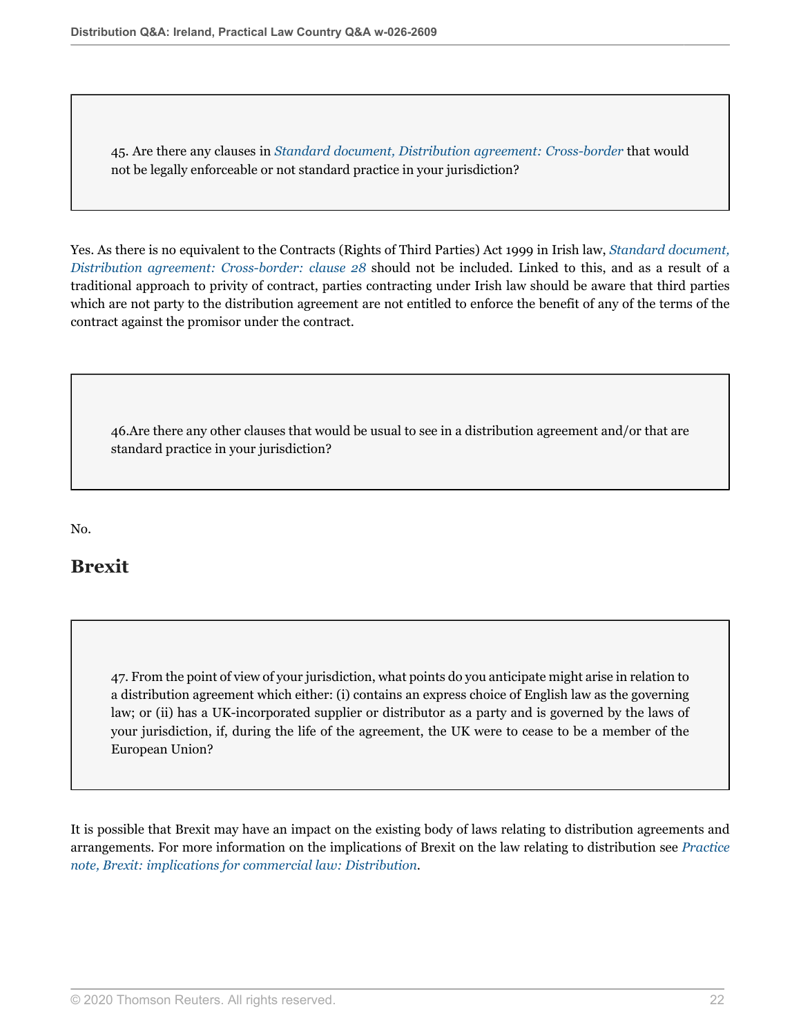45. Are there any clauses in *Standard document, Distribution agreement: Cross-border* that would not be legally enforceable or not standard practice in your jurisdiction?

Yes. As there is no equivalent to the Contracts (Rights of Third Parties) Act 1999 in Irish law, *Standard document, Distribution agreement: Cross-border: clause 28* should not be included. Linked to this, and as a result of a traditional approach to privity of contract, parties contracting under Irish law should be aware that third parties which are not party to the distribution agreement are not entitled to enforce the benefit of any of the terms of the contract against the promisor under the contract.

46.Are there any other clauses that would be usual to see in a distribution agreement and/or that are standard practice in your jurisdiction?

No.

## Brexit

47. From the point of view of your jurisdiction, what points do you anticipate might arise in relation to a distribution agreement which either: (i) contains an express choice of English law as the governing law; or (ii) has a UK-incorporated supplier or distributor as a party and is governed by the laws of your jurisdiction, if, during the life of the agreement, the UK were to cease to be a member of the European Union?

It is possible that Brexit may have an impact on the existing body of laws relating to distribution agreements and arrangements. For more information on the implications of Brexit on the law relating to distribution see *Practice note, Brexit: implications for commercial law: Distribution*.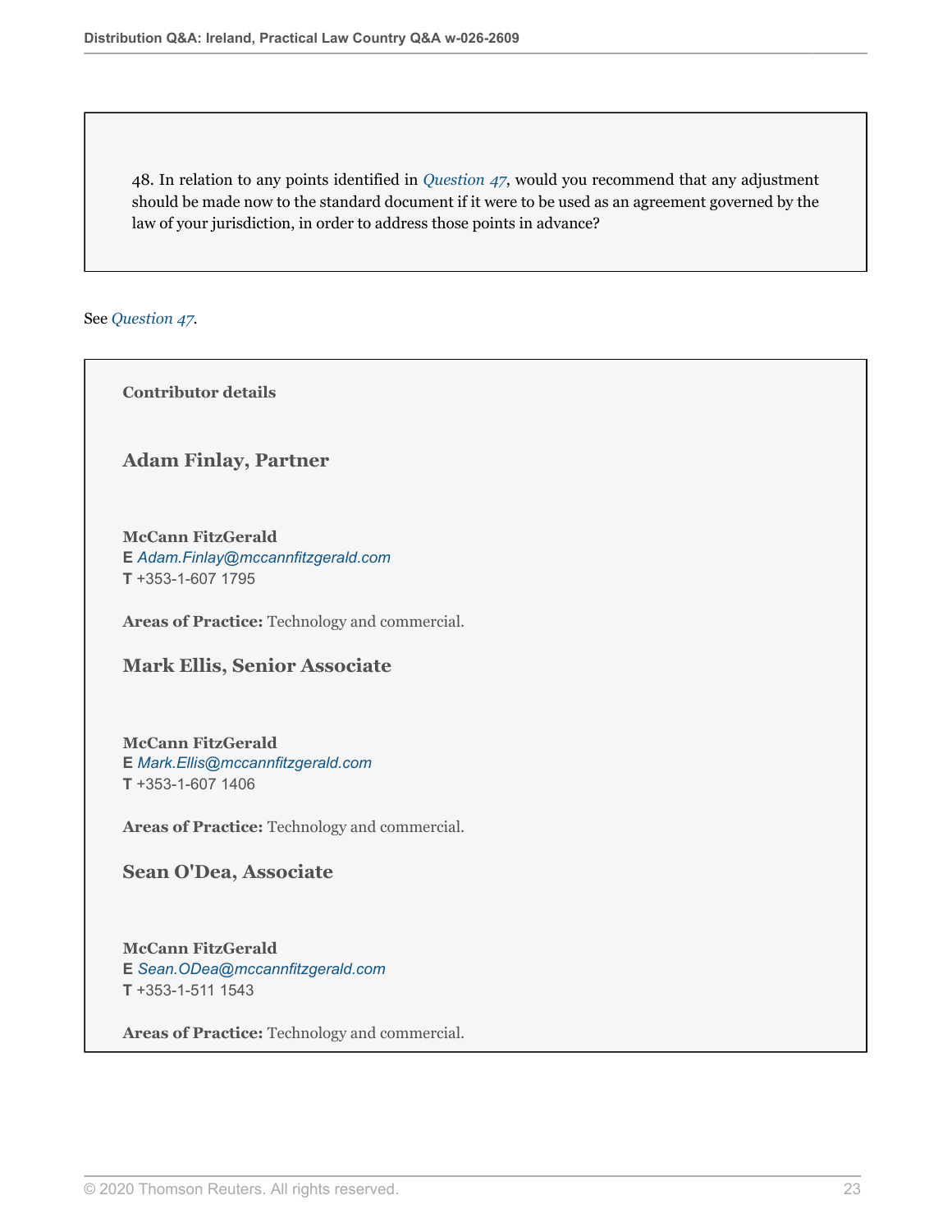48. In relation to any points identified in *Question 47*, would you recommend that any adjustment should be made now to the standard document if it were to be used as an agreement governed by the law of your jurisdiction, in order to address those points in advance?

See *Question 47*.

**Contributor details**

### Adam Finlay, Partner

**McCann FitzGerald**
**E** *Adam.Finlay@mccannfitzgerald.com*
**T** +353-1-607 1795

**Areas of Practice:** Technology and commercial.

### Mark Ellis, Senior Associate

**McCann FitzGerald**
**E** *Mark.Ellis@mccannfitzgerald.com*
**T** +353-1-607 1406

**Areas of Practice:** Technology and commercial.

### Sean O'Dea, Associate

**McCann FitzGerald**
**E** *Sean.ODea@mccannfitzgerald.com*
**T** +353-1-511 1543

**Areas of Practice:** Technology and commercial.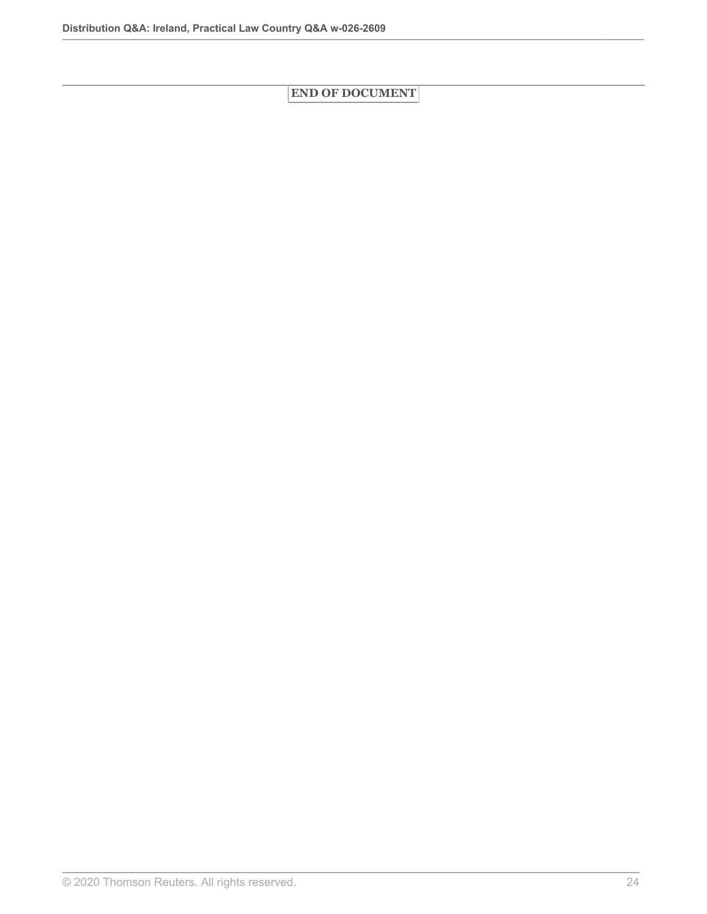**END OF DOCUMENT**